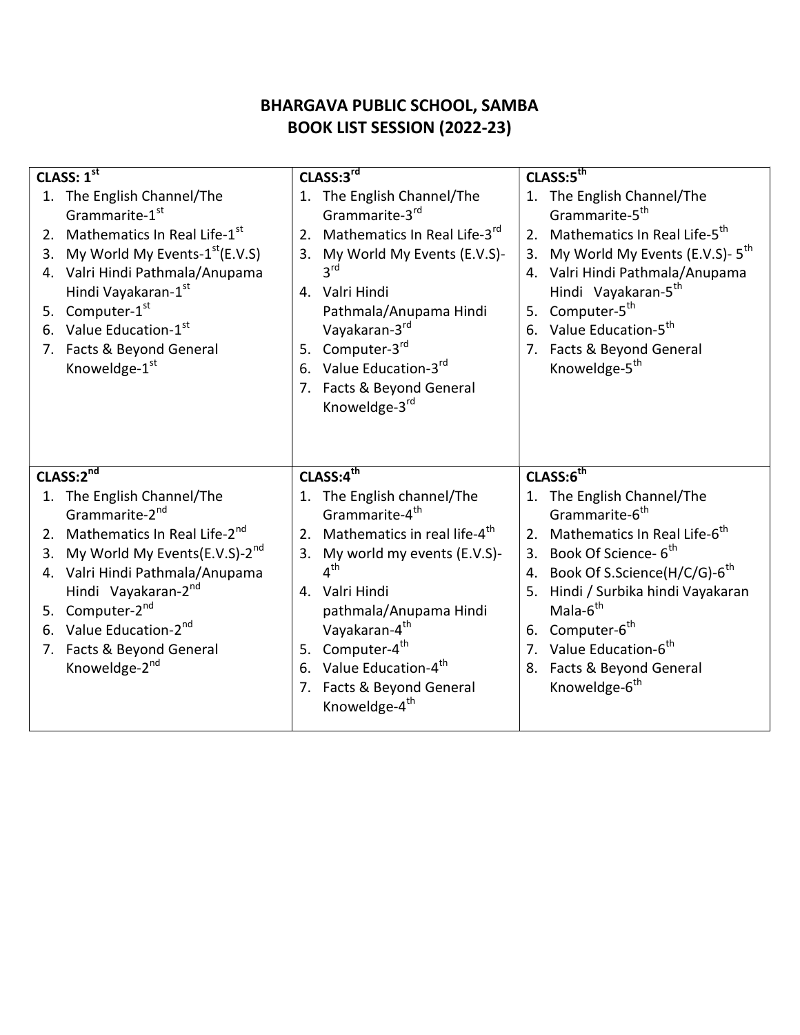# BHARGAVA PUBLIC SCHOOL, SAMBA
## BOOK LIST SESSION (2022-23)

**CLASS: 1st**

1. The English Channel/The Grammarite-1st
2. Mathematics In Real Life-1st
3. My World My Events-1st(E.V.S)
4. Valri Hindi Pathmala/Anupama Hindi Vayakaran-1st
5. Computer-1st
6. Value Education-1st
7. Facts & Beyond General Knoweldge-1st

**CLASS:2nd**

1. The English Channel/The Grammarite-2nd
2. Mathematics In Real Life-2nd
3. My World My Events(E.V.S)-2nd
4. Valri Hindi Pathmala/Anupama Hindi Vayakaran-2nd
5. Computer-2nd
6. Value Education-2nd
7. Facts & Beyond General Knoweldge-2nd

**CLASS:3rd**

1. The English Channel/The Grammarite-3rd
2. Mathematics In Real Life-3rd
3. My World My Events (E.V.S)-3rd
4. Valri Hindi Pathmala/Anupama Hindi Vayakaran-3rd
5. Computer-3rd
6. Value Education-3rd
7. Facts & Beyond General Knoweldge-3rd

**CLASS:4th**

1. The English channel/The Grammarite-4th
2. Mathematics in real life-4th
3. My world my events (E.V.S)-4th
4. Valri Hindi pathmala/Anupama Hindi Vayakaran-4th
5. Computer-4th
6. Value Education-4th
7. Facts & Beyond General Knoweldge-4th

**CLASS:5th**

1. The English Channel/The Grammarite-5th
2. Mathematics In Real Life-5th
3. My World My Events (E.V.S)- 5th
4. Valri Hindi Pathmala/Anupama Hindi Vayakaran-5th
5. Computer-5th
6. Value Education-5th
7. Facts & Beyond General Knoweldge-5th

**CLASS:6th**

1. The English Channel/The Grammarite-6th
2. Mathematics In Real Life-6th
3. Book Of Science- 6th
4. Book Of S.Science(H/C/G)-6th
5. Hindi / Surbika hindi Vayakaran Mala-6th
6. Computer-6th
7. Value Education-6th
8. Facts & Beyond General Knoweldge-6th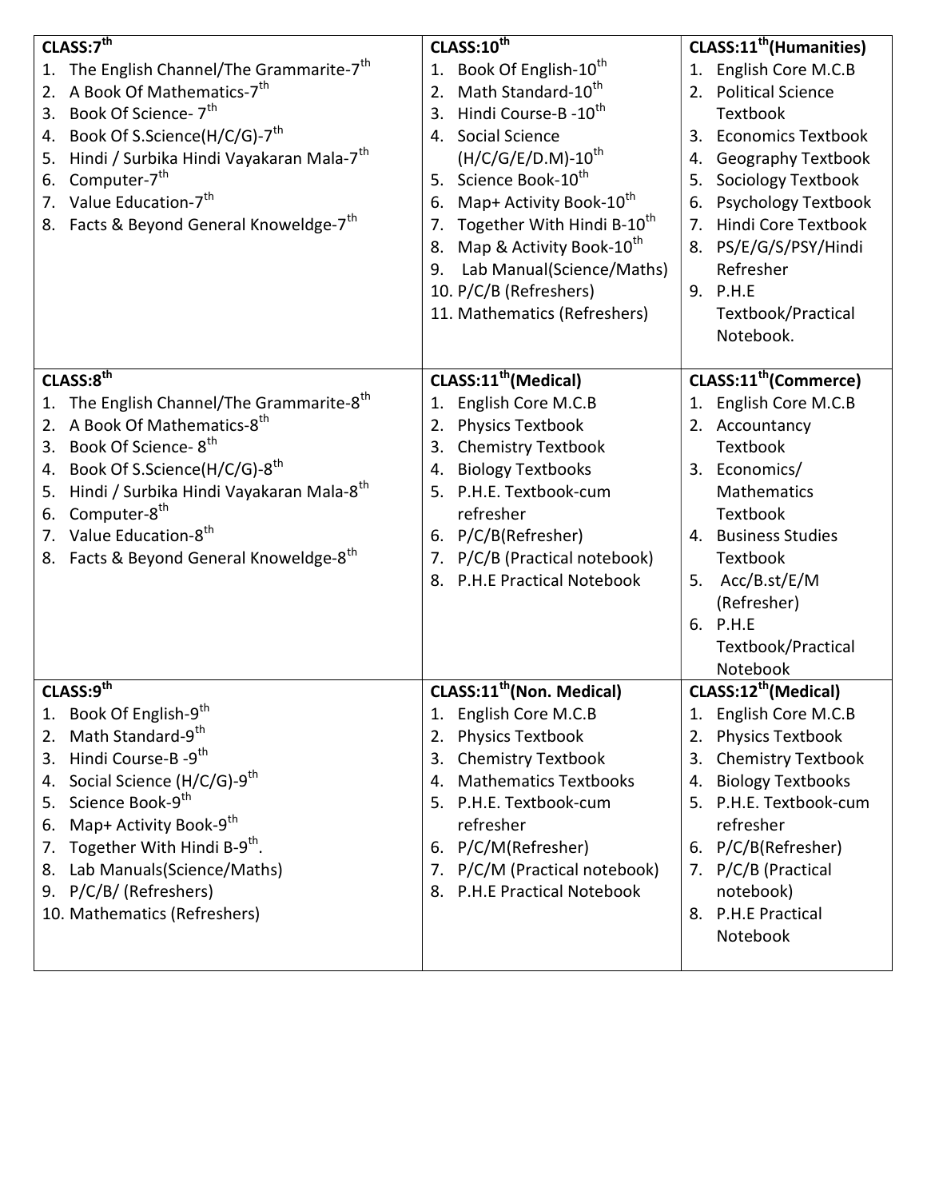| **CLASS:7th** | **CLASS:10th** | **CLASS:11th(Humanities)** |
|---|---|---|
| 1. The English Channel/The Grammarite-7th<br>2. A Book Of Mathematics-7th<br>3. Book Of Science- 7th<br>4. Book Of S.Science(H/C/G)-7th<br>5. Hindi / Surbika Hindi Vayakaran Mala-7th<br>6. Computer-7th<br>7. Value Education-7th<br>8. Facts & Beyond General Knoweldge-7th | 1. Book Of English-10th<br>2. Math Standard-10th<br>3. Hindi Course-B -10th<br>4. Social Science (H/C/G/E/D.M)-10th<br>5. Science Book-10th<br>6. Map+ Activity Book-10th<br>7. Together With Hindi B-10th<br>8. Map & Activity Book-10th<br>9. Lab Manual(Science/Maths)<br>10. P/C/B (Refreshers)<br>11. Mathematics (Refreshers) | 1. English Core M.C.B<br>2. Political Science Textbook<br>3. Economics Textbook<br>4. Geography Textbook<br>5. Sociology Textbook<br>6. Psychology Textbook<br>7. Hindi Core Textbook<br>8. PS/E/G/S/PSY/Hindi Refresher<br>9. P.H.E Textbook/Practical Notebook. |
| **CLASS:8th** | **CLASS:11th(Medical)** | **CLASS:11th(Commerce)** |
| 1. The English Channel/The Grammarite-8th<br>2. A Book Of Mathematics-8th<br>3. Book Of Science- 8th<br>4. Book Of S.Science(H/C/G)-8th<br>5. Hindi / Surbika Hindi Vayakaran Mala-8th<br>6. Computer-8th<br>7. Value Education-8th<br>8. Facts & Beyond General Knoweldge-8th | 1. English Core M.C.B<br>2. Physics Textbook<br>3. Chemistry Textbook<br>4. Biology Textbooks<br>5. P.H.E. Textbook-cum refresher<br>6. P/C/B(Refresher)<br>7. P/C/B (Practical notebook)<br>8. P.H.E Practical Notebook | 1. English Core M.C.B<br>2. Accountancy Textbook<br>3. Economics/ Mathematics Textbook<br>4. Business Studies Textbook<br>5. Acc/B.st/E/M (Refresher)<br>6. P.H.E Textbook/Practical Notebook |
| **CLASS:9th** | **CLASS:11th(Non. Medical)** | **CLASS:12th(Medical)** |
| 1. Book Of English-9th<br>2. Math Standard-9th<br>3. Hindi Course-B -9th<br>4. Social Science (H/C/G)-9th<br>5. Science Book-9th<br>6. Map+ Activity Book-9th<br>7. Together With Hindi B-9th.<br>8. Lab Manuals(Science/Maths)<br>9. P/C/B/ (Refreshers)<br>10. Mathematics (Refreshers) | 1. English Core M.C.B<br>2. Physics Textbook<br>3. Chemistry Textbook<br>4. Mathematics Textbooks<br>5. P.H.E. Textbook-cum refresher<br>6. P/C/M(Refresher)<br>7. P/C/M (Practical notebook)<br>8. P.H.E Practical Notebook | 1. English Core M.C.B<br>2. Physics Textbook<br>3. Chemistry Textbook<br>4. Biology Textbooks<br>5. P.H.E. Textbook-cum refresher<br>6. P/C/B(Refresher)<br>7. P/C/B (Practical notebook)<br>8. P.H.E Practical Notebook |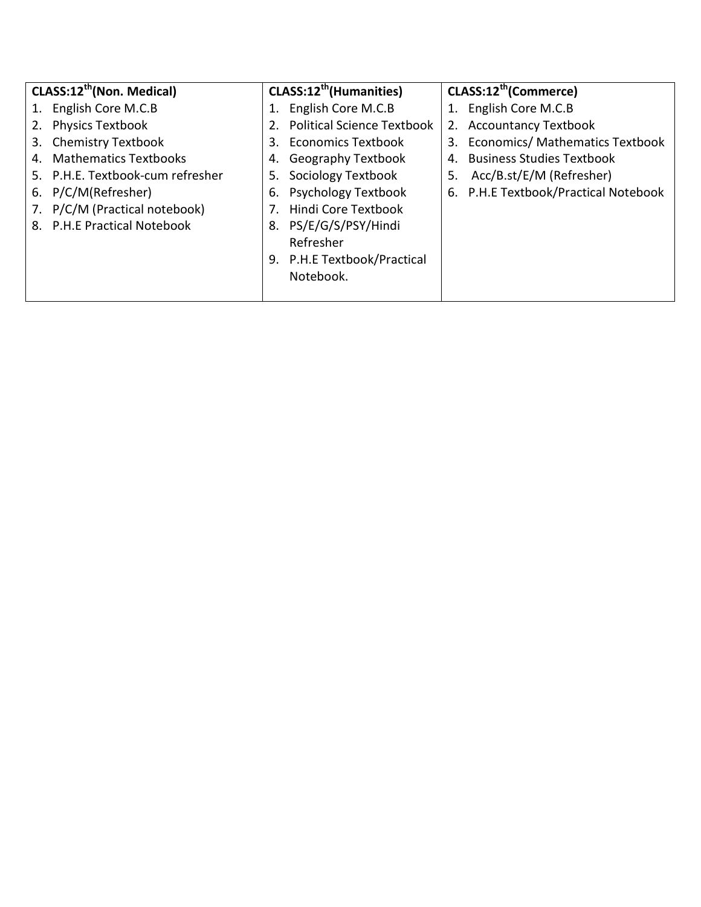| CLASS:12th(Non. Medical) | CLASS:12th(Humanities) | CLASS:12th(Commerce) |
|---|---|---|
| 1. English Core M.C.B | 1. English Core M.C.B | 1. English Core M.C.B |
| 2. Physics Textbook | 2. Political Science Textbook | 2. Accountancy Textbook |
| 3. Chemistry Textbook | 3. Economics Textbook | 3. Economics/ Mathematics Textbook |
| 4. Mathematics Textbooks | 4. Geography Textbook | 4. Business Studies Textbook |
| 5. P.H.E. Textbook-cum refresher | 5. Sociology Textbook | 5. Acc/B.st/E/M (Refresher) |
| 6. P/C/M(Refresher) | 6. Psychology Textbook | 6. P.H.E Textbook/Practical Notebook |
| 7. P/C/M (Practical notebook) | 7. Hindi Core Textbook | |
| 8. P.H.E Practical Notebook | 8. PS/E/G/S/PSY/Hindi Refresher | |
| | 9. P.H.E Textbook/Practical Notebook. | |